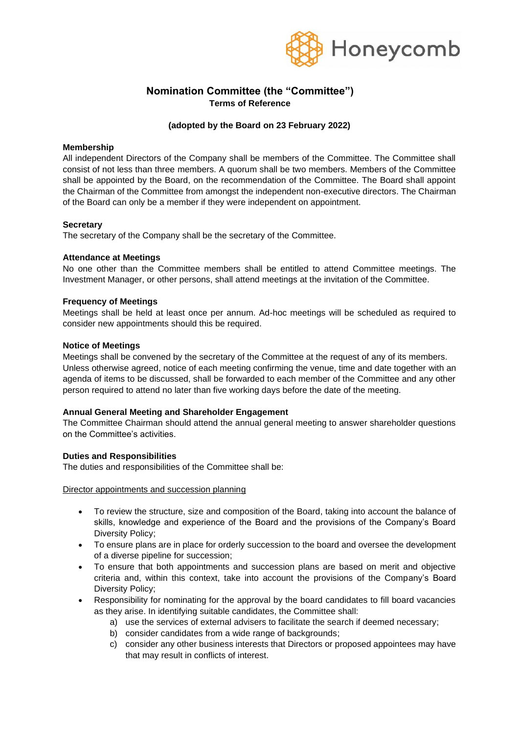Honeycomb

# Nomination Committee (the "Committee")

**Terms of Reference**

**(adopted by the Board on 23 February 2022)**

**Membership**

All independent Directors of the Company shall be members of the Committee. The Committee shall consist of not less than three members. A quorum shall be two members. Members of the Committee shall be appointed by the Board, on the recommendation of the Committee. The Board shall appoint the Chairman of the Committee from amongst the independent non-executive directors. The Chairman of the Board can only be a member if they were independent on appointment.

**Secretary**

The secretary of the Company shall be the secretary of the Committee.

**Attendance at Meetings**

No one other than the Committee members shall be entitled to attend Committee meetings. The Investment Manager, or other persons, shall attend meetings at the invitation of the Committee.

**Frequency of Meetings**

Meetings shall be held at least once per annum. Ad-hoc meetings will be scheduled as required to consider new appointments should this be required.

**Notice of Meetings**

Meetings shall be convened by the secretary of the Committee at the request of any of its members. Unless otherwise agreed, notice of each meeting confirming the venue, time and date together with an agenda of items to be discussed, shall be forwarded to each member of the Committee and any other person required to attend no later than five working days before the date of the meeting.

**Annual General Meeting and Shareholder Engagement**

The Committee Chairman should attend the annual general meeting to answer shareholder questions on the Committee's activities.

**Duties and Responsibilities**

The duties and responsibilities of the Committee shall be:

<u>Director appointments and succession planning</u>

- To review the structure, size and composition of the Board, taking into account the balance of skills, knowledge and experience of the Board and the provisions of the Company's Board Diversity Policy;
- To ensure plans are in place for orderly succession to the board and oversee the development of a diverse pipeline for succession;
- To ensure that both appointments and succession plans are based on merit and objective criteria and, within this context, take into account the provisions of the Company's Board Diversity Policy;
- Responsibility for nominating for the approval by the board candidates to fill board vacancies as they arise. In identifying suitable candidates, the Committee shall:
  a) use the services of external advisers to facilitate the search if deemed necessary;
  b) consider candidates from a wide range of backgrounds;
  c) consider any other business interests that Directors or proposed appointees may have that may result in conflicts of interest.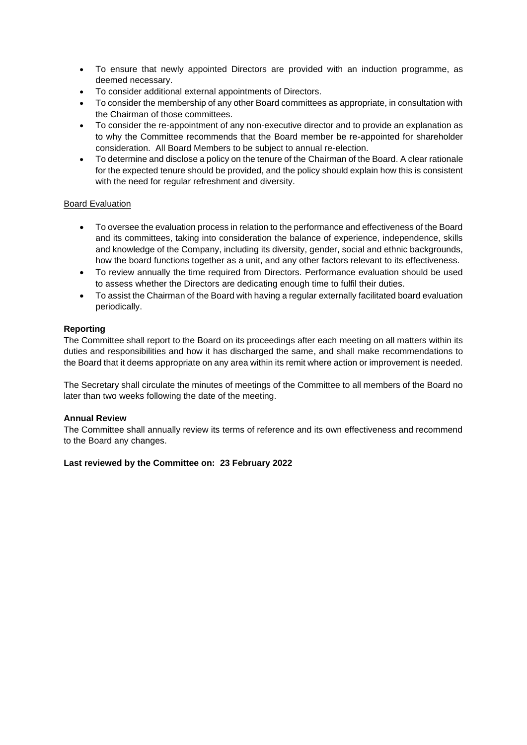- To ensure that newly appointed Directors are provided with an induction programme, as deemed necessary.
- To consider additional external appointments of Directors.
- To consider the membership of any other Board committees as appropriate, in consultation with the Chairman of those committees.
- To consider the re-appointment of any non-executive director and to provide an explanation as to why the Committee recommends that the Board member be re-appointed for shareholder consideration. All Board Members to be subject to annual re-election.
- To determine and disclose a policy on the tenure of the Chairman of the Board. A clear rationale for the expected tenure should be provided, and the policy should explain how this is consistent with the need for regular refreshment and diversity.

Board Evaluation

- To oversee the evaluation process in relation to the performance and effectiveness of the Board and its committees, taking into consideration the balance of experience, independence, skills and knowledge of the Company, including its diversity, gender, social and ethnic backgrounds, how the board functions together as a unit, and any other factors relevant to its effectiveness.
- To review annually the time required from Directors. Performance evaluation should be used to assess whether the Directors are dedicating enough time to fulfil their duties.
- To assist the Chairman of the Board with having a regular externally facilitated board evaluation periodically.

**Reporting**

The Committee shall report to the Board on its proceedings after each meeting on all matters within its duties and responsibilities and how it has discharged the same, and shall make recommendations to the Board that it deems appropriate on any area within its remit where action or improvement is needed.

The Secretary shall circulate the minutes of meetings of the Committee to all members of the Board no later than two weeks following the date of the meeting.

**Annual Review**

The Committee shall annually review its terms of reference and its own effectiveness and recommend to the Board any changes.

**Last reviewed by the Committee on: 23 February 2022**